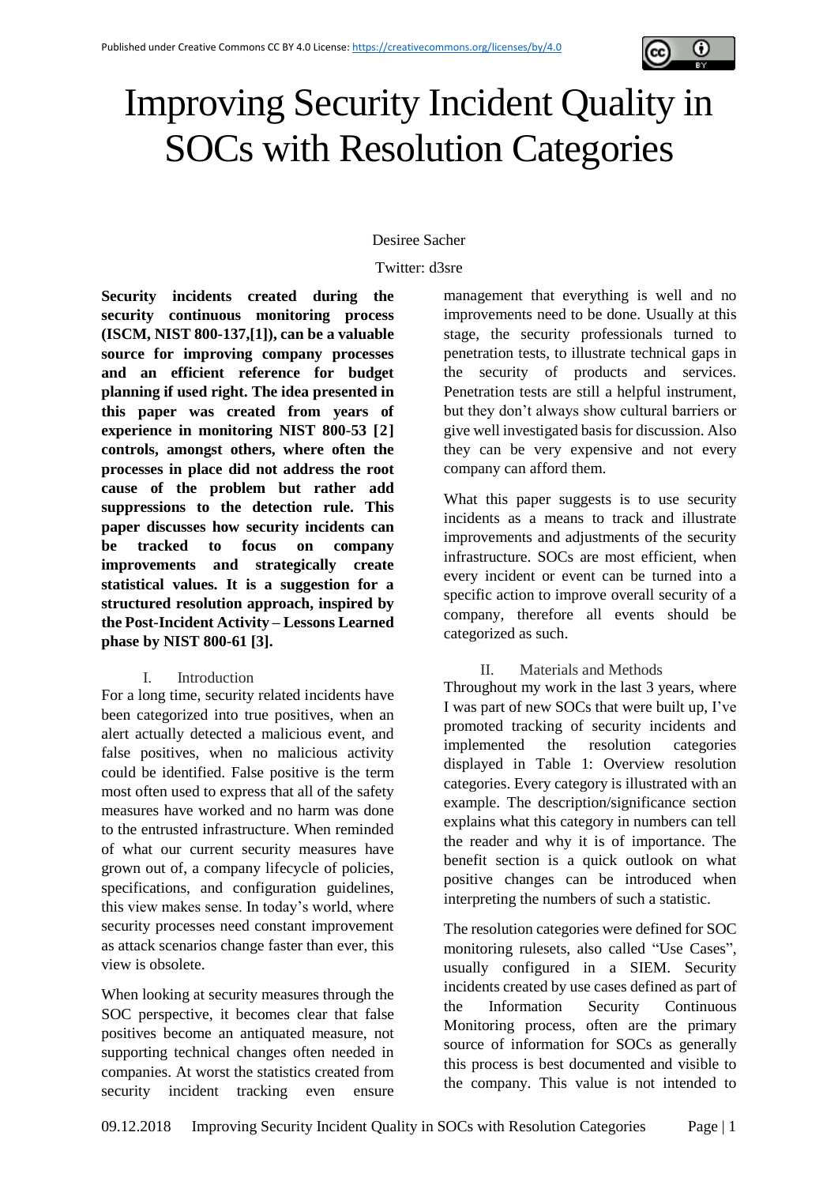Published under Creative Commons CC BY 4.0 License: https://creativecommons.org/licenses/by/4.0

# Improving Security Incident Quality in SOCs with Resolution Categories

Desiree Sacher

Twitter: d3sre

**Security incidents created during the security continuous monitoring process (ISCM, NIST 800-137,[1]), can be a valuable source for improving company processes and an efficient reference for budget planning if used right. The idea presented in this paper was created from years of experience in monitoring NIST 800-53 [2] controls, amongst others, where often the processes in place did not address the root cause of the problem but rather add suppressions to the detection rule. This paper discusses how security incidents can be tracked to focus on company improvements and strategically create statistical values. It is a suggestion for a structured resolution approach, inspired by the Post-Incident Activity – Lessons Learned phase by NIST 800-61 [3].**

## I. Introduction

For a long time, security related incidents have been categorized into true positives, when an alert actually detected a malicious event, and false positives, when no malicious activity could be identified. False positive is the term most often used to express that all of the safety measures have worked and no harm was done to the entrusted infrastructure. When reminded of what our current security measures have grown out of, a company lifecycle of policies, specifications, and configuration guidelines, this view makes sense. In today's world, where security processes need constant improvement as attack scenarios change faster than ever, this view is obsolete.

When looking at security measures through the SOC perspective, it becomes clear that false positives become an antiquated measure, not supporting technical changes often needed in companies. At worst the statistics created from security incident tracking even ensure management that everything is well and no improvements need to be done. Usually at this stage, the security professionals turned to penetration tests, to illustrate technical gaps in the security of products and services. Penetration tests are still a helpful instrument, but they don't always show cultural barriers or give well investigated basis for discussion. Also they can be very expensive and not every company can afford them.

What this paper suggests is to use security incidents as a means to track and illustrate improvements and adjustments of the security infrastructure. SOCs are most efficient, when every incident or event can be turned into a specific action to improve overall security of a company, therefore all events should be categorized as such.

## II. Materials and Methods

Throughout my work in the last 3 years, where I was part of new SOCs that were built up, I've promoted tracking of security incidents and implemented the resolution categories displayed in Table 1: Overview resolution categories. Every category is illustrated with an example. The description/significance section explains what this category in numbers can tell the reader and why it is of importance. The benefit section is a quick outlook on what positive changes can be introduced when interpreting the numbers of such a statistic.

The resolution categories were defined for SOC monitoring rulesets, also called "Use Cases", usually configured in a SIEM. Security incidents created by use cases defined as part of the Information Security Continuous Monitoring process, often are the primary source of information for SOCs as generally this process is best documented and visible to the company. This value is not intended to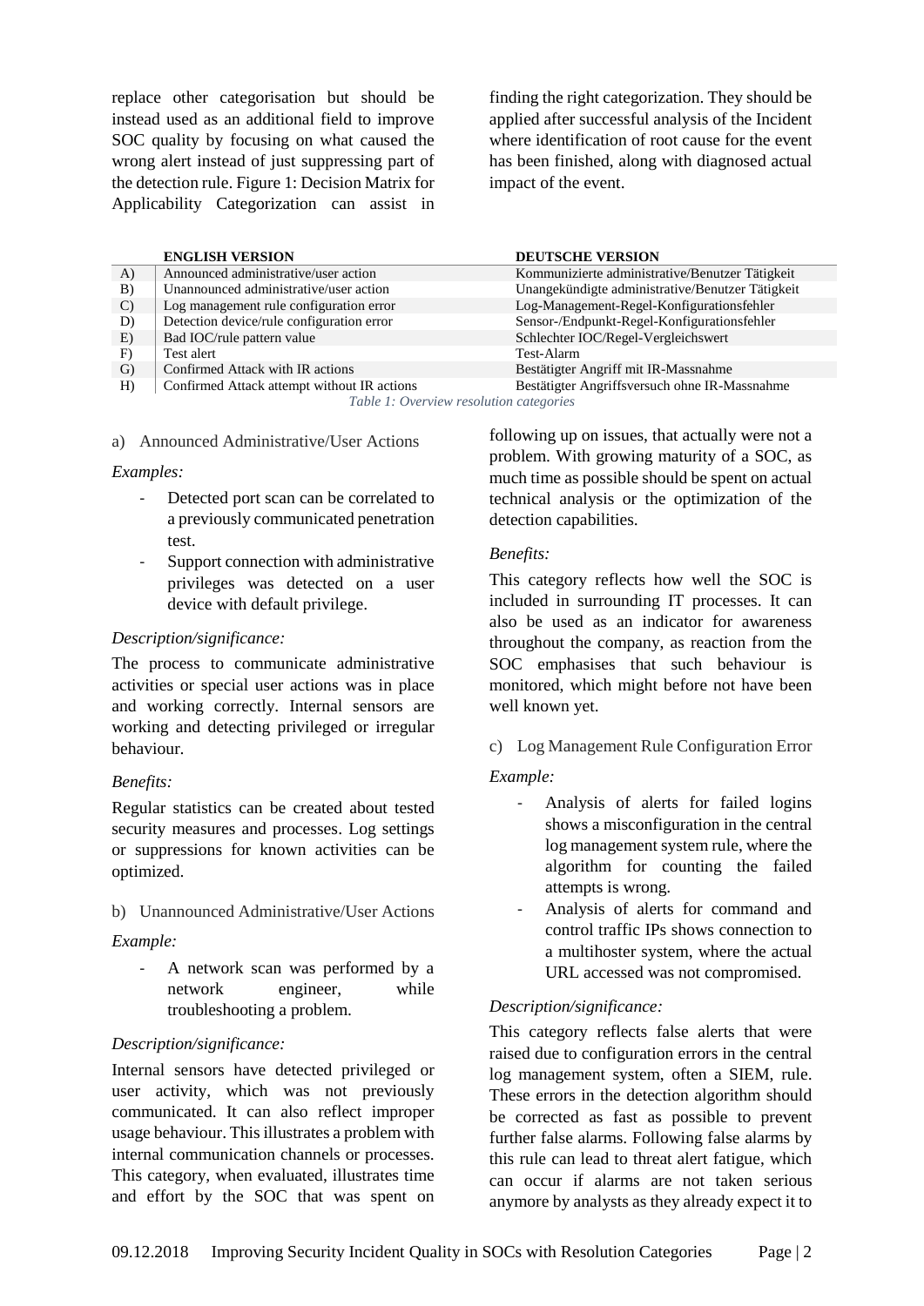replace other categorisation but should be instead used as an additional field to improve SOC quality by focusing on what caused the wrong alert instead of just suppressing part of the detection rule. Figure 1: Decision Matrix for Applicability Categorization can assist in finding the right categorization. They should be applied after successful analysis of the Incident where identification of root cause for the event has been finished, along with diagnosed actual impact of the event.

| | ENGLISH VERSION | DEUTSCHE VERSION |
|---|---|---|
| A) | Announced administrative/user action | Kommunizierte administrative/Benutzer Tätigkeit |
| B) | Unannounced administrative/user action | Unangekündigte administrative/Benutzer Tätigkeit |
| C) | Log management rule configuration error | Log-Management-Regel-Konfigurationsfehler |
| D) | Detection device/rule configuration error | Sensor-/Endpunkt-Regel-Konfigurationsfehler |
| E) | Bad IOC/rule pattern value | Schlechter IOC/Regel-Vergleichswert |
| F) | Test alert | Test-Alarm |
| G) | Confirmed Attack with IR actions | Bestätigter Angriff mit IR-Massnahme |
| H) | Confirmed Attack attempt without IR actions | Bestätigter Angriffsversuch ohne IR-Massnahme |

*Table 1: Overview resolution categories*

### a) Announced Administrative/User Actions

*Examples:*

- Detected port scan can be correlated to a previously communicated penetration test.
- Support connection with administrative privileges was detected on a user device with default privilege.

*Description/significance:*

The process to communicate administrative activities or special user actions was in place and working correctly. Internal sensors are working and detecting privileged or irregular behaviour.

*Benefits:*

Regular statistics can be created about tested security measures and processes. Log settings or suppressions for known activities can be optimized.

### b) Unannounced Administrative/User Actions

*Example:*

- A network scan was performed by a network engineer, while troubleshooting a problem.

*Description/significance:*

Internal sensors have detected privileged or user activity, which was not previously communicated. It can also reflect improper usage behaviour. This illustrates a problem with internal communication channels or processes. This category, when evaluated, illustrates time and effort by the SOC that was spent on following up on issues, that actually were not a problem. With growing maturity of a SOC, as much time as possible should be spent on actual technical analysis or the optimization of the detection capabilities.

*Benefits:*

This category reflects how well the SOC is included in surrounding IT processes. It can also be used as an indicator for awareness throughout the company, as reaction from the SOC emphasises that such behaviour is monitored, which might before not have been well known yet.

### c) Log Management Rule Configuration Error

*Example:*

- Analysis of alerts for failed logins shows a misconfiguration in the central log management system rule, where the algorithm for counting the failed attempts is wrong.
- Analysis of alerts for command and control traffic IPs shows connection to a multihoster system, where the actual URL accessed was not compromised.

*Description/significance:*

This category reflects false alerts that were raised due to configuration errors in the central log management system, often a SIEM, rule. These errors in the detection algorithm should be corrected as fast as possible to prevent further false alarms. Following false alarms by this rule can lead to threat alert fatigue, which can occur if alarms are not taken serious anymore by analysts as they already expect it to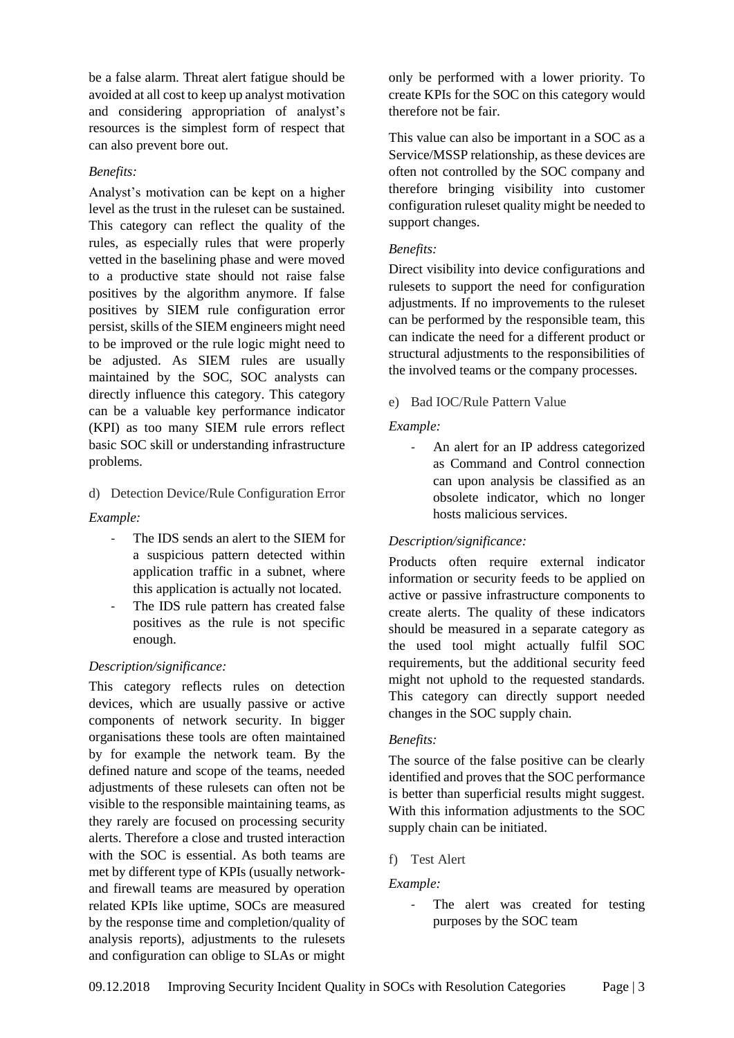be a false alarm. Threat alert fatigue should be avoided at all cost to keep up analyst motivation and considering appropriation of analyst's resources is the simplest form of respect that can also prevent bore out.

*Benefits:*

Analyst's motivation can be kept on a higher level as the trust in the ruleset can be sustained. This category can reflect the quality of the rules, as especially rules that were properly vetted in the baselining phase and were moved to a productive state should not raise false positives by the algorithm anymore. If false positives by SIEM rule configuration error persist, skills of the SIEM engineers might need to be improved or the rule logic might need to be adjusted. As SIEM rules are usually maintained by the SOC, SOC analysts can directly influence this category. This category can be a valuable key performance indicator (KPI) as too many SIEM rule errors reflect basic SOC skill or understanding infrastructure problems.

d) Detection Device/Rule Configuration Error

*Example:*

- The IDS sends an alert to the SIEM for a suspicious pattern detected within application traffic in a subnet, where this application is actually not located.
- The IDS rule pattern has created false positives as the rule is not specific enough.

*Description/significance:*

This category reflects rules on detection devices, which are usually passive or active components of network security. In bigger organisations these tools are often maintained by for example the network team. By the defined nature and scope of the teams, needed adjustments of these rulesets can often not be visible to the responsible maintaining teams, as they rarely are focused on processing security alerts. Therefore a close and trusted interaction with the SOC is essential. As both teams are met by different type of KPIs (usually network- and firewall teams are measured by operation related KPIs like uptime, SOCs are measured by the response time and completion/quality of analysis reports), adjustments to the rulesets and configuration can oblige to SLAs or might only be performed with a lower priority. To create KPIs for the SOC on this category would therefore not be fair.

This value can also be important in a SOC as a Service/MSSP relationship, as these devices are often not controlled by the SOC company and therefore bringing visibility into customer configuration ruleset quality might be needed to support changes.

*Benefits:*

Direct visibility into device configurations and rulesets to support the need for configuration adjustments. If no improvements to the ruleset can be performed by the responsible team, this can indicate the need for a different product or structural adjustments to the responsibilities of the involved teams or the company processes.

e) Bad IOC/Rule Pattern Value

*Example:*

- An alert for an IP address categorized as Command and Control connection can upon analysis be classified as an obsolete indicator, which no longer hosts malicious services.

*Description/significance:*

Products often require external indicator information or security feeds to be applied on active or passive infrastructure components to create alerts. The quality of these indicators should be measured in a separate category as the used tool might actually fulfil SOC requirements, but the additional security feed might not uphold to the requested standards. This category can directly support needed changes in the SOC supply chain.

*Benefits:*

The source of the false positive can be clearly identified and proves that the SOC performance is better than superficial results might suggest. With this information adjustments to the SOC supply chain can be initiated.

f) Test Alert

*Example:*

- The alert was created for testing purposes by the SOC team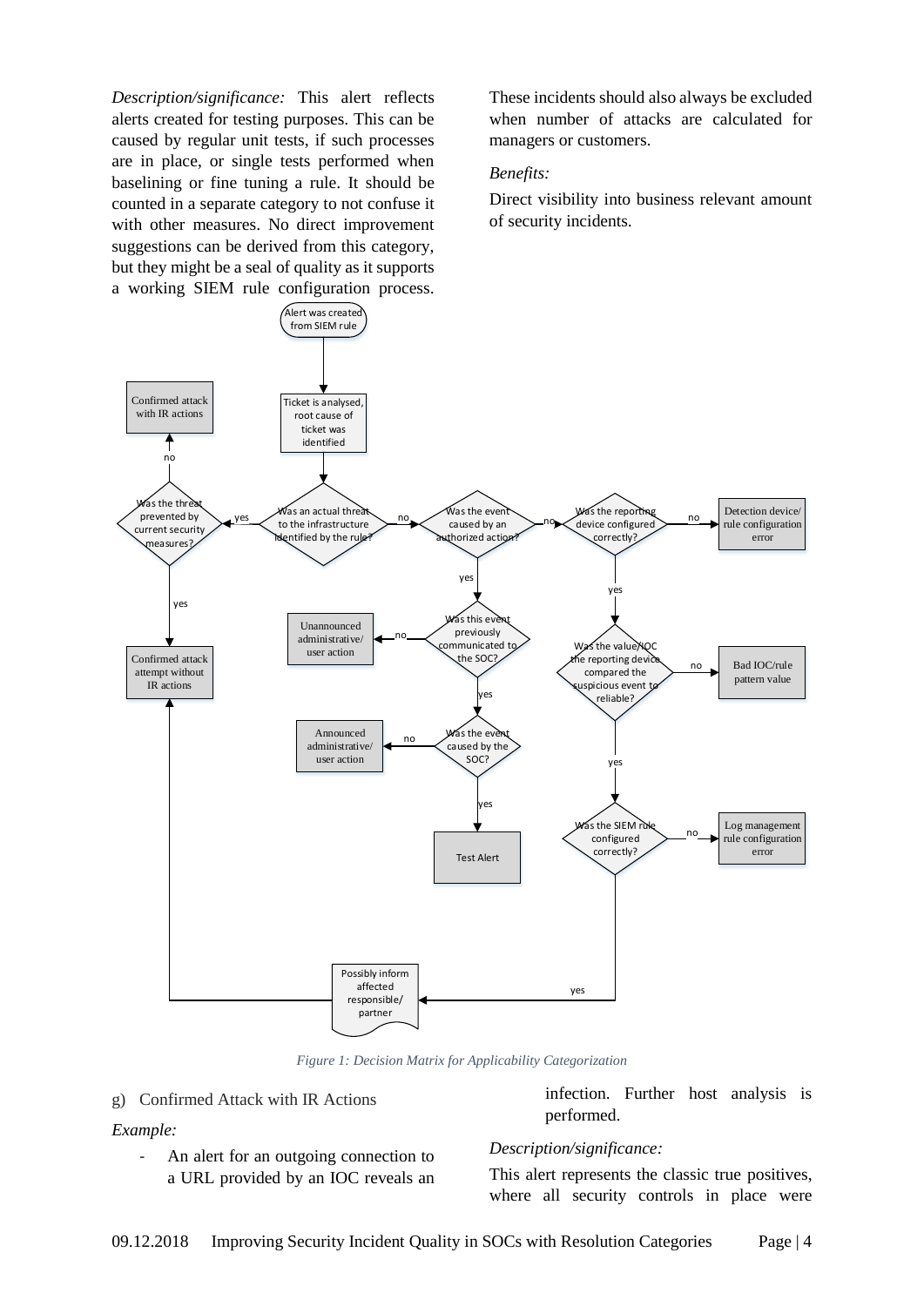*Description/significance:* This alert reflects alerts created for testing purposes. This can be caused by regular unit tests, if such processes are in place, or single tests performed when baselining or fine tuning a rule. It should be counted in a separate category to not confuse it with other measures. No direct improvement suggestions can be derived from this category, but they might be a seal of quality as it supports a working SIEM rule configuration process. These incidents should also always be excluded when number of attacks are calculated for managers or customers.

*Benefits:*

Direct visibility into business relevant amount of security incidents.

*Figure 1: Decision Matrix for Applicability Categorization*

g) Confirmed Attack with IR Actions

*Example:*

- An alert for an outgoing connection to a URL provided by an IOC reveals an infection. Further host analysis is performed.

*Description/significance:*

This alert represents the classic true positives, where all security controls in place were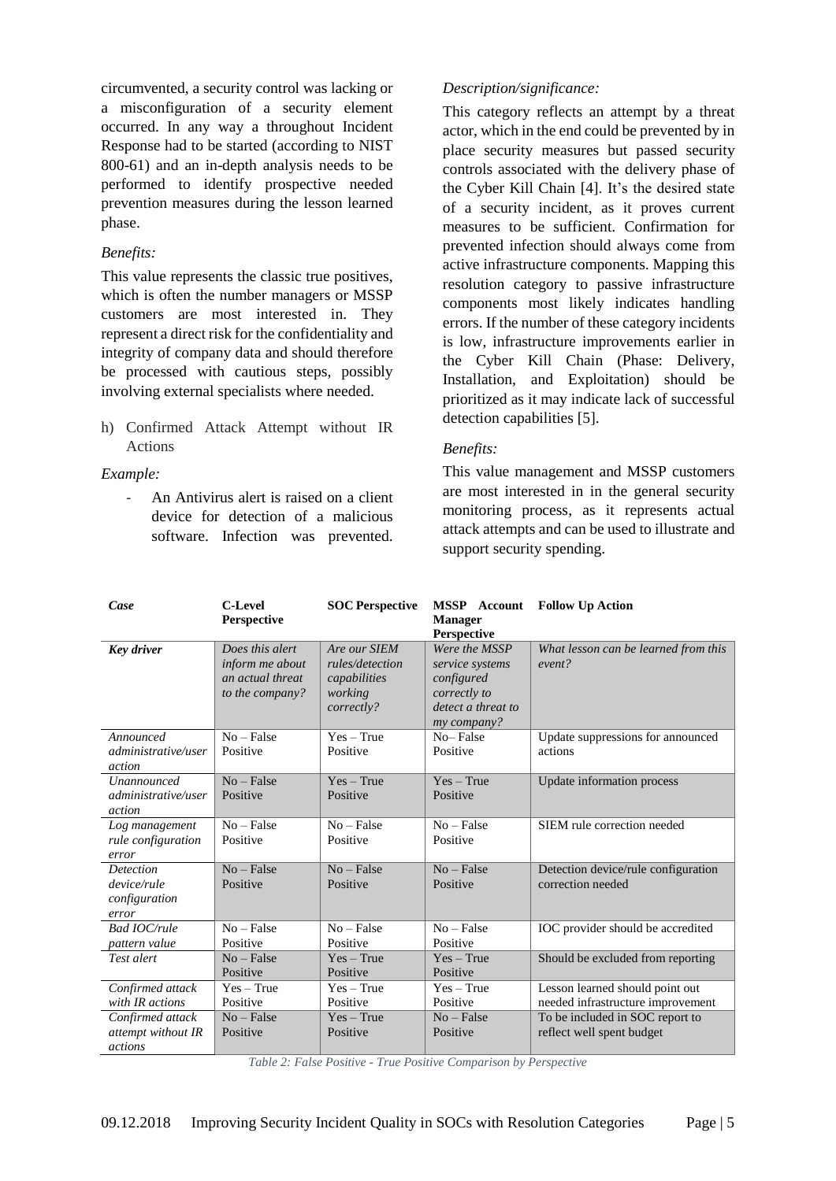circumvented, a security control was lacking or a misconfiguration of a security element occurred. In any way a throughout Incident Response had to be started (according to NIST 800-61) and an in-depth analysis needs to be performed to identify prospective needed prevention measures during the lesson learned phase.

*Benefits:*

This value represents the classic true positives, which is often the number managers or MSSP customers are most interested in. They represent a direct risk for the confidentiality and integrity of company data and should therefore be processed with cautious steps, possibly involving external specialists where needed.

h) Confirmed Attack Attempt without IR Actions

*Example:*

- An Antivirus alert is raised on a client device for detection of a malicious software. Infection was prevented.

*Description/significance:*

This category reflects an attempt by a threat actor, which in the end could be prevented by in place security measures but passed security controls associated with the delivery phase of the Cyber Kill Chain [4]. It's the desired state of a security incident, as it proves current measures to be sufficient. Confirmation for prevented infection should always come from active infrastructure components. Mapping this resolution category to passive infrastructure components most likely indicates handling errors. If the number of these category incidents is low, infrastructure improvements earlier in the Cyber Kill Chain (Phase: Delivery, Installation, and Exploitation) should be prioritized as it may indicate lack of successful detection capabilities [5].

*Benefits:*

This value management and MSSP customers are most interested in in the general security monitoring process, as it represents actual attack attempts and can be used to illustrate and support security spending.

| ***Case*** | **C-Level Perspective** | **SOC Perspective** | **MSSP Account Manager Perspective** | **Follow Up Action** |
|---|---|---|---|---|
| ***Key driver*** | *Does this alert inform me about an actual threat to the company?* | *Are our SIEM rules/detection capabilities working correctly?* | *Were the MSSP service systems configured correctly to detect a threat to my company?* | *What lesson can be learned from this event?* |
| *Announced administrative/user action* | No – False Positive | Yes – True Positive | No– False Positive | Update suppressions for announced actions |
| *Unannounced administrative/user action* | No – False Positive | Yes – True Positive | Yes – True Positive | Update information process |
| *Log management rule configuration error* | No – False Positive | No – False Positive | No – False Positive | SIEM rule correction needed |
| *Detection device/rule configuration error* | No – False Positive | No – False Positive | No – False Positive | Detection device/rule configuration correction needed |
| *Bad IOC/rule pattern value* | No – False Positive | No – False Positive | No – False Positive | IOC provider should be accredited |
| *Test alert* | No – False Positive | Yes – True Positive | Yes – True Positive | Should be excluded from reporting |
| *Confirmed attack with IR actions* | Yes – True Positive | Yes – True Positive | Yes – True Positive | Lesson learned should point out needed infrastructure improvement |
| *Confirmed attack attempt without IR actions* | No – False Positive | Yes – True Positive | No – False Positive | To be included in SOC report to reflect well spent budget |

*Table 2: False Positive - True Positive Comparison by Perspective*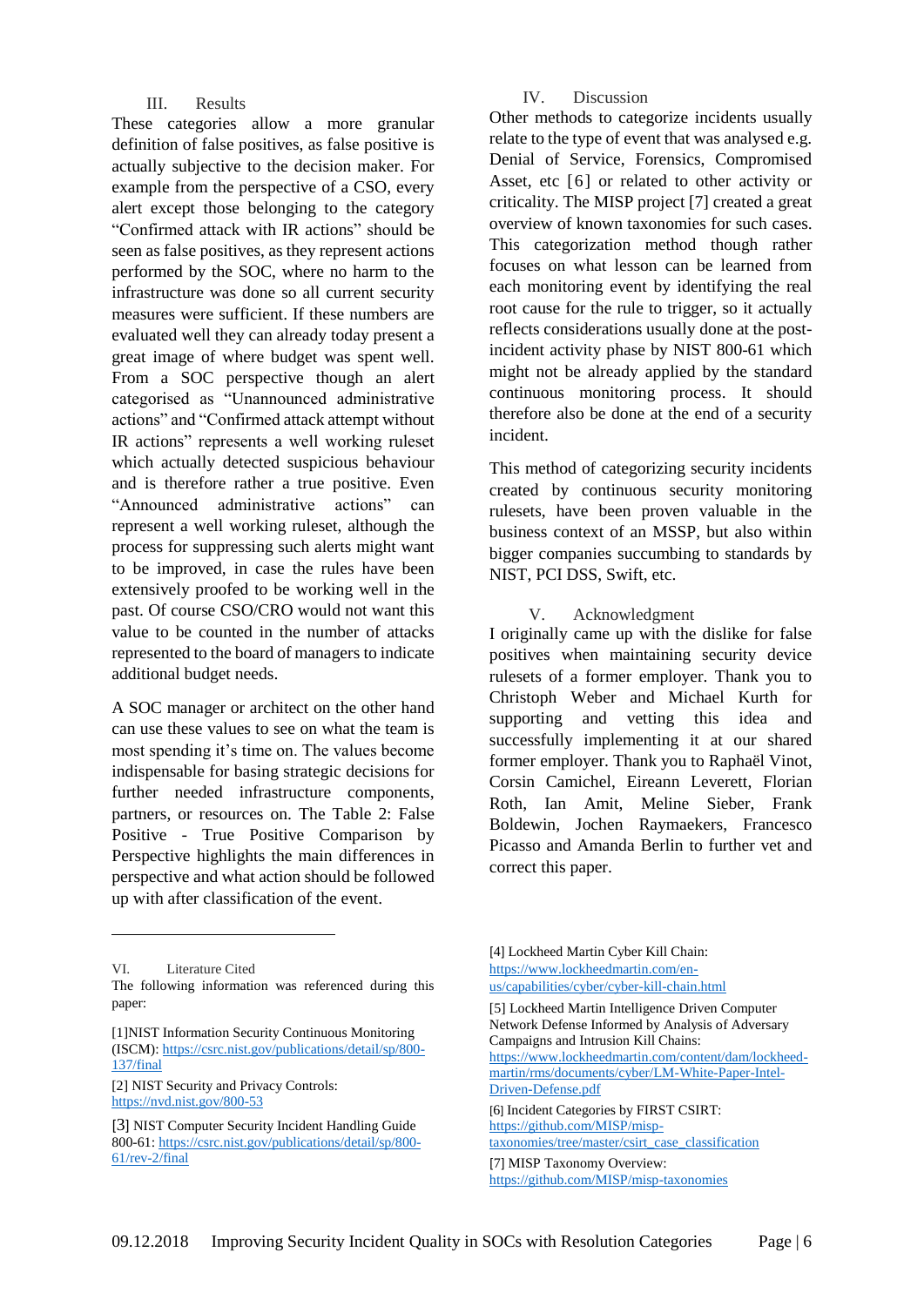## III. Results

These categories allow a more granular definition of false positives, as false positive is actually subjective to the decision maker. For example from the perspective of a CSO, every alert except those belonging to the category "Confirmed attack with IR actions" should be seen as false positives, as they represent actions performed by the SOC, where no harm to the infrastructure was done so all current security measures were sufficient. If these numbers are evaluated well they can already today present a great image of where budget was spent well. From a SOC perspective though an alert categorised as "Unannounced administrative actions" and "Confirmed attack attempt without IR actions" represents a well working ruleset which actually detected suspicious behaviour and is therefore rather a true positive. Even "Announced administrative actions" can represent a well working ruleset, although the process for suppressing such alerts might want to be improved, in case the rules have been extensively proofed to be working well in the past. Of course CSO/CRO would not want this value to be counted in the number of attacks represented to the board of managers to indicate additional budget needs.

A SOC manager or architect on the other hand can use these values to see on what the team is most spending it's time on. The values become indispensable for basing strategic decisions for further needed infrastructure components, partners, or resources on. The Table 2: False Positive - True Positive Comparison by Perspective highlights the main differences in perspective and what action should be followed up with after classification of the event.

## IV. Discussion

Other methods to categorize incidents usually relate to the type of event that was analysed e.g. Denial of Service, Forensics, Compromised Asset, etc [6] or related to other activity or criticality. The MISP project [7] created a great overview of known taxonomies for such cases. This categorization method though rather focuses on what lesson can be learned from each monitoring event by identifying the real root cause for the rule to trigger, so it actually reflects considerations usually done at the post-incident activity phase by NIST 800-61 which might not be already applied by the standard continuous monitoring process. It should therefore also be done at the end of a security incident.

This method of categorizing security incidents created by continuous security monitoring rulesets, have been proven valuable in the business context of an MSSP, but also within bigger companies succumbing to standards by NIST, PCI DSS, Swift, etc.

## V. Acknowledgment

I originally came up with the dislike for false positives when maintaining security device rulesets of a former employer. Thank you to Christoph Weber and Michael Kurth for supporting and vetting this idea and successfully implementing it at our shared former employer. Thank you to Raphaël Vinot, Corsin Camichel, Eireann Leverett, Florian Roth, Ian Amit, Meline Sieber, Frank Boldewin, Jochen Raymaekers, Francesco Picasso and Amanda Berlin to further vet and correct this paper.

## VI. Literature Cited

The following information was referenced during this paper:

[1]NIST Information Security Continuous Monitoring (ISCM): https://csrc.nist.gov/publications/detail/sp/800-137/final

[2] NIST Security and Privacy Controls: https://nvd.nist.gov/800-53

[3] NIST Computer Security Incident Handling Guide 800-61: https://csrc.nist.gov/publications/detail/sp/800-61/rev-2/final

[4] Lockheed Martin Cyber Kill Chain: https://www.lockheedmartin.com/en-us/capabilities/cyber/cyber-kill-chain.html

[5] Lockheed Martin Intelligence Driven Computer Network Defense Informed by Analysis of Adversary Campaigns and Intrusion Kill Chains: https://www.lockheedmartin.com/content/dam/lockheed-martin/rms/documents/cyber/LM-White-Paper-Intel-Driven-Defense.pdf

[6] Incident Categories by FIRST CSIRT: https://github.com/MISP/misp-taxonomies/tree/master/csirt_case_classification

[7] MISP Taxonomy Overview: https://github.com/MISP/misp-taxonomies